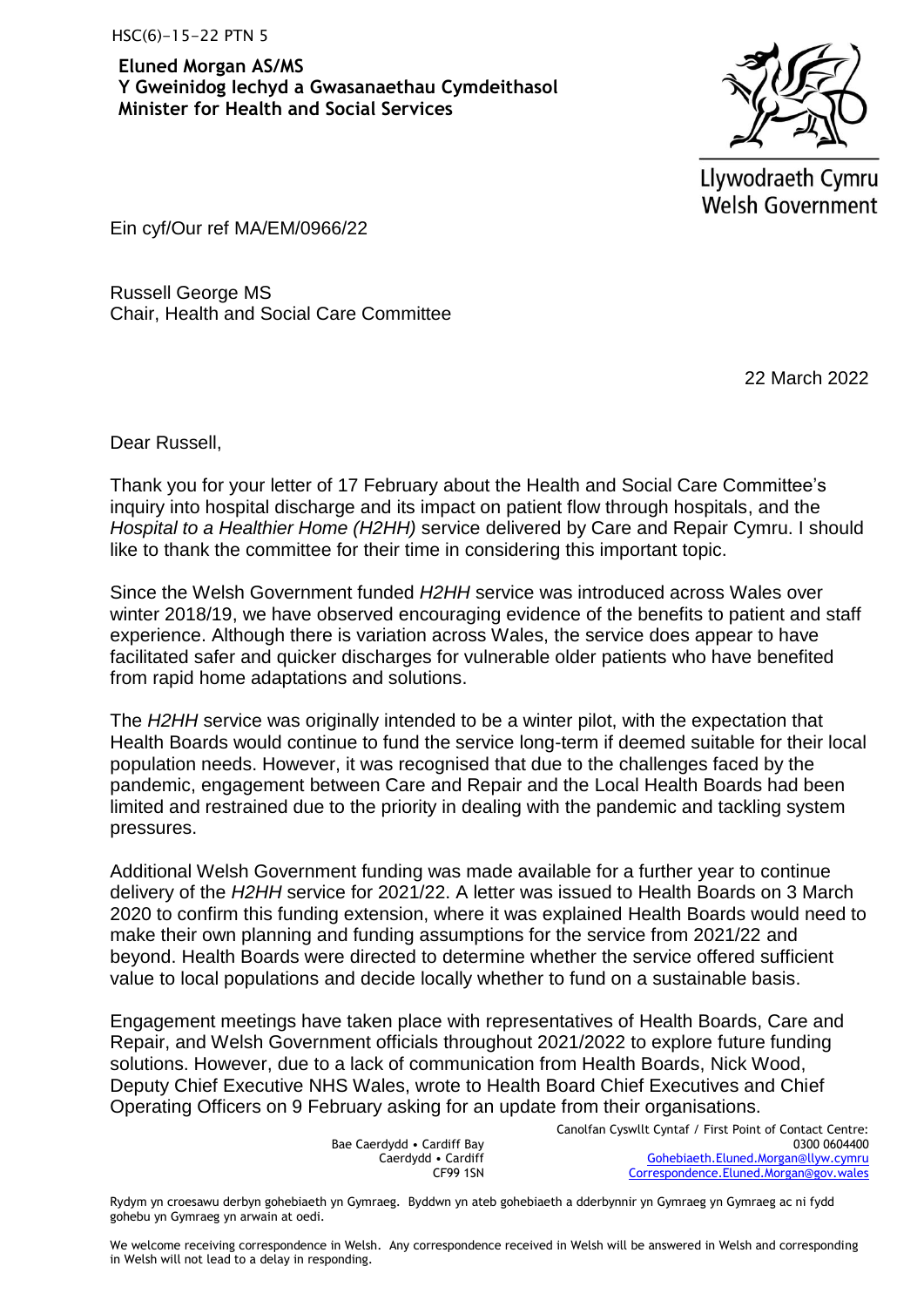HSC(6)-15-22 PTN 5

**Eluned Morgan AS/MS**
**Y Gweinidog Iechyd a Gwasanaethau Cymdeithasol**
**Minister for Health and Social Services**

Llywodraeth Cymru
Welsh Government

Ein cyf/Our ref MA/EM/0966/22

Russell George MS
Chair, Health and Social Care Committee

22 March 2022

Dear Russell,

Thank you for your letter of 17 February about the Health and Social Care Committee's inquiry into hospital discharge and its impact on patient flow through hospitals, and the *Hospital to a Healthier Home (H2HH)* service delivered by Care and Repair Cymru. I should like to thank the committee for their time in considering this important topic.

Since the Welsh Government funded *H2HH* service was introduced across Wales over winter 2018/19, we have observed encouraging evidence of the benefits to patient and staff experience. Although there is variation across Wales, the service does appear to have facilitated safer and quicker discharges for vulnerable older patients who have benefited from rapid home adaptations and solutions.

The *H2HH* service was originally intended to be a winter pilot, with the expectation that Health Boards would continue to fund the service long-term if deemed suitable for their local population needs. However, it was recognised that due to the challenges faced by the pandemic, engagement between Care and Repair and the Local Health Boards had been limited and restrained due to the priority in dealing with the pandemic and tackling system pressures.

Additional Welsh Government funding was made available for a further year to continue delivery of the *H2HH* service for 2021/22. A letter was issued to Health Boards on 3 March 2020 to confirm this funding extension, where it was explained Health Boards would need to make their own planning and funding assumptions for the service from 2021/22 and beyond. Health Boards were directed to determine whether the service offered sufficient value to local populations and decide locally whether to fund on a sustainable basis.

Engagement meetings have taken place with representatives of Health Boards, Care and Repair, and Welsh Government officials throughout 2021/2022 to explore future funding solutions. However, due to a lack of communication from Health Boards, Nick Wood, Deputy Chief Executive NHS Wales, wrote to Health Board Chief Executives and Chief Operating Officers on 9 February asking for an update from their organisations.

Bae Caerdydd • Cardiff Bay
Caerdydd • Cardiff
CF99 1SN

Canolfan Cyswllt Cyntaf / First Point of Contact Centre:
0300 0604400
Gohebiaeth.Eluned.Morgan@llyw.cymru
Correspondence.Eluned.Morgan@gov.wales

Rydym yn croesawu derbyn gohebiaeth yn Gymraeg. Byddwn yn ateb gohebiaeth a dderbynnir yn Gymraeg yn Gymraeg ac ni fydd gohebu yn Gymraeg yn arwain at oedi.

We welcome receiving correspondence in Welsh. Any correspondence received in Welsh will be answered in Welsh and corresponding in Welsh will not lead to a delay in responding.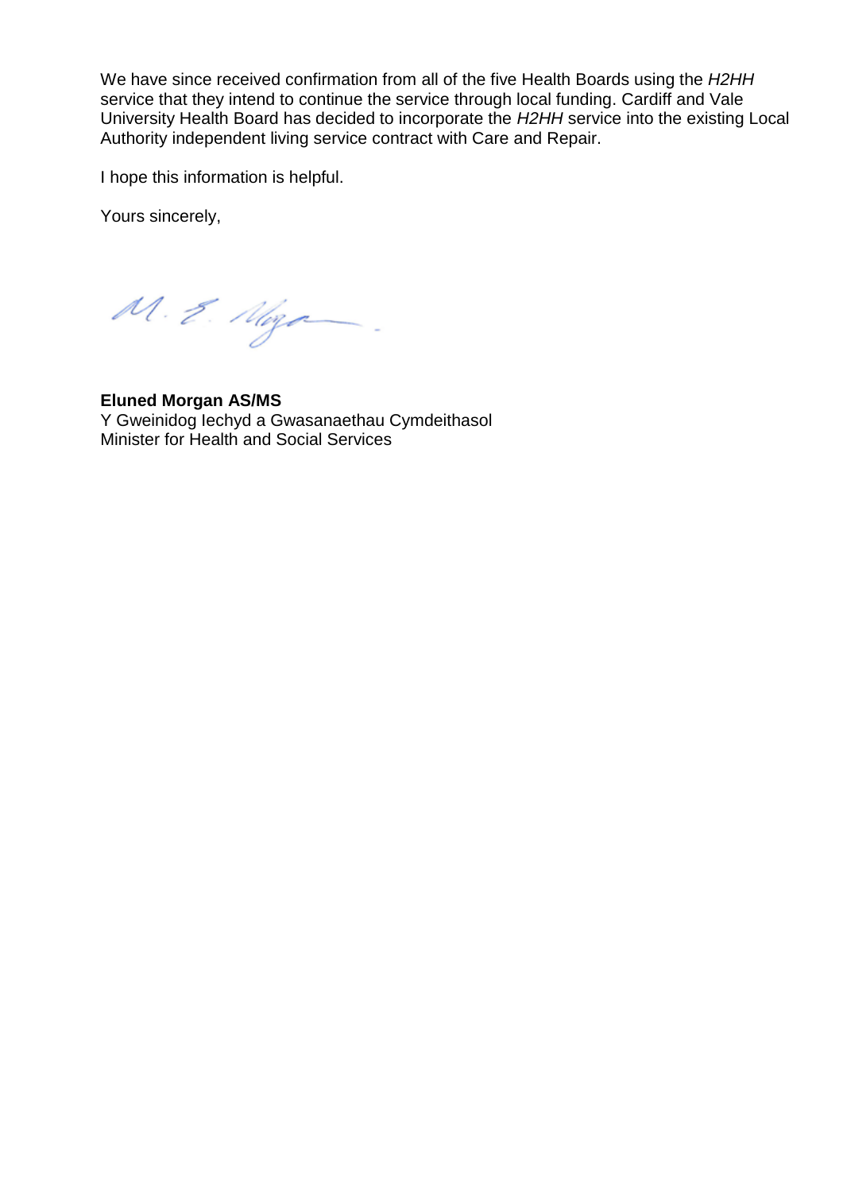We have since received confirmation from all of the five Health Boards using the *H2HH* service that they intend to continue the service through local funding. Cardiff and Vale University Health Board has decided to incorporate the *H2HH* service into the existing Local Authority independent living service contract with Care and Repair.

I hope this information is helpful.

Yours sincerely,

**Eluned Morgan AS/MS**
Y Gweinidog Iechyd a Gwasanaethau Cymdeithasol
Minister for Health and Social Services